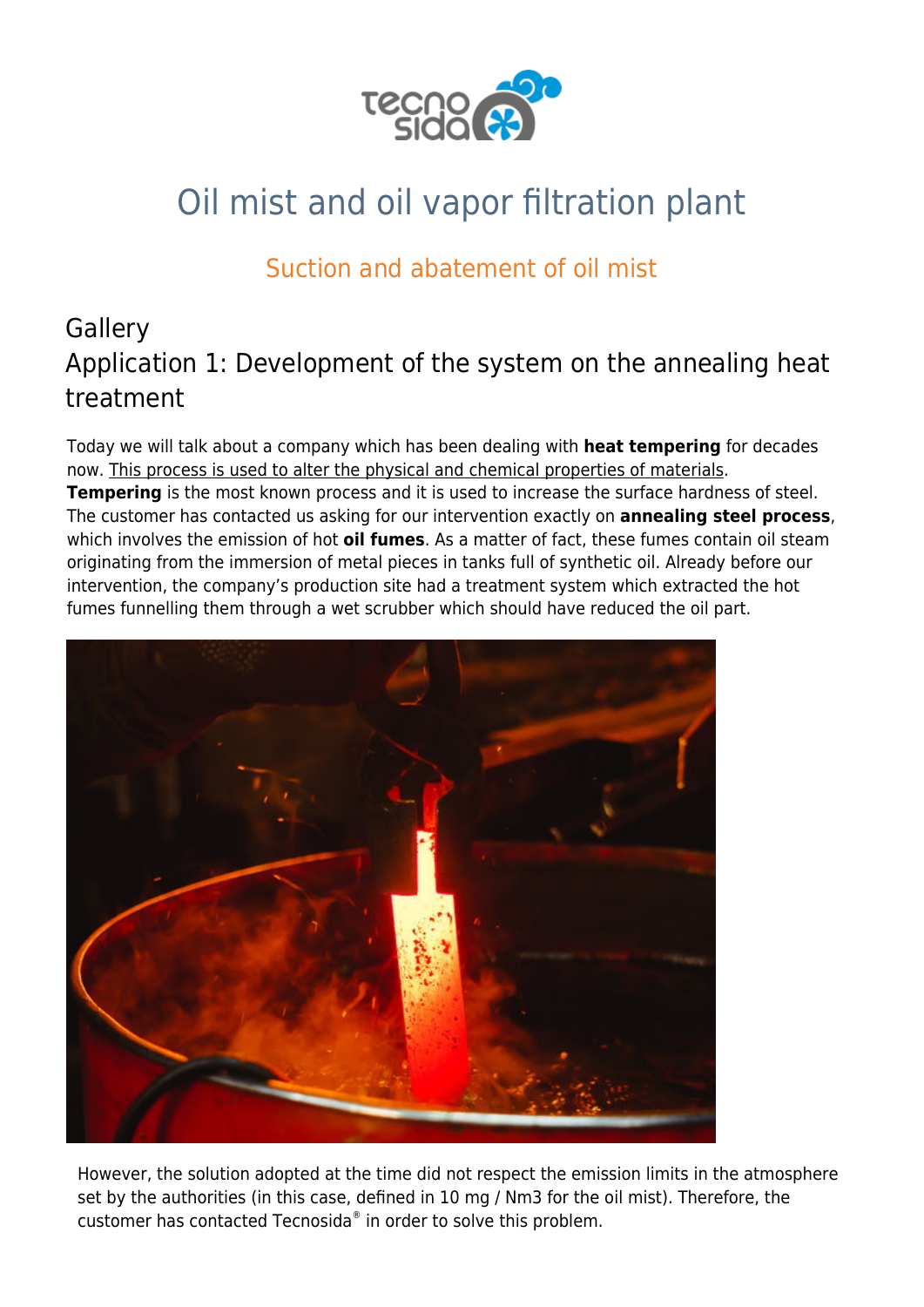# Oil mist and oil vapor filtration plant

## Suction and abatement of oil mist

## Gallery

## Application 1: Development of the system on the annealing heat treatment

Today we will talk about a company which has been dealing with **heat tempering** for decades now. This process is used to alter the physical and chemical properties of materials. **Tempering** is the most known process and it is used to increase the surface hardness of steel. The customer has contacted us asking for our intervention exactly on **annealing steel process**, which involves the emission of hot **oil fumes**. As a matter of fact, these fumes contain oil steam originating from the immersion of metal pieces in tanks full of synthetic oil. Already before our intervention, the company's production site had a treatment system which extracted the hot fumes funnelling them through a wet scrubber which should have reduced the oil part.

However, the solution adopted at the time did not respect the emission limits in the atmosphere set by the authorities (in this case, defined in 10 mg / Nm3 for the oil mist). Therefore, the customer has contacted Tecnosida® in order to solve this problem.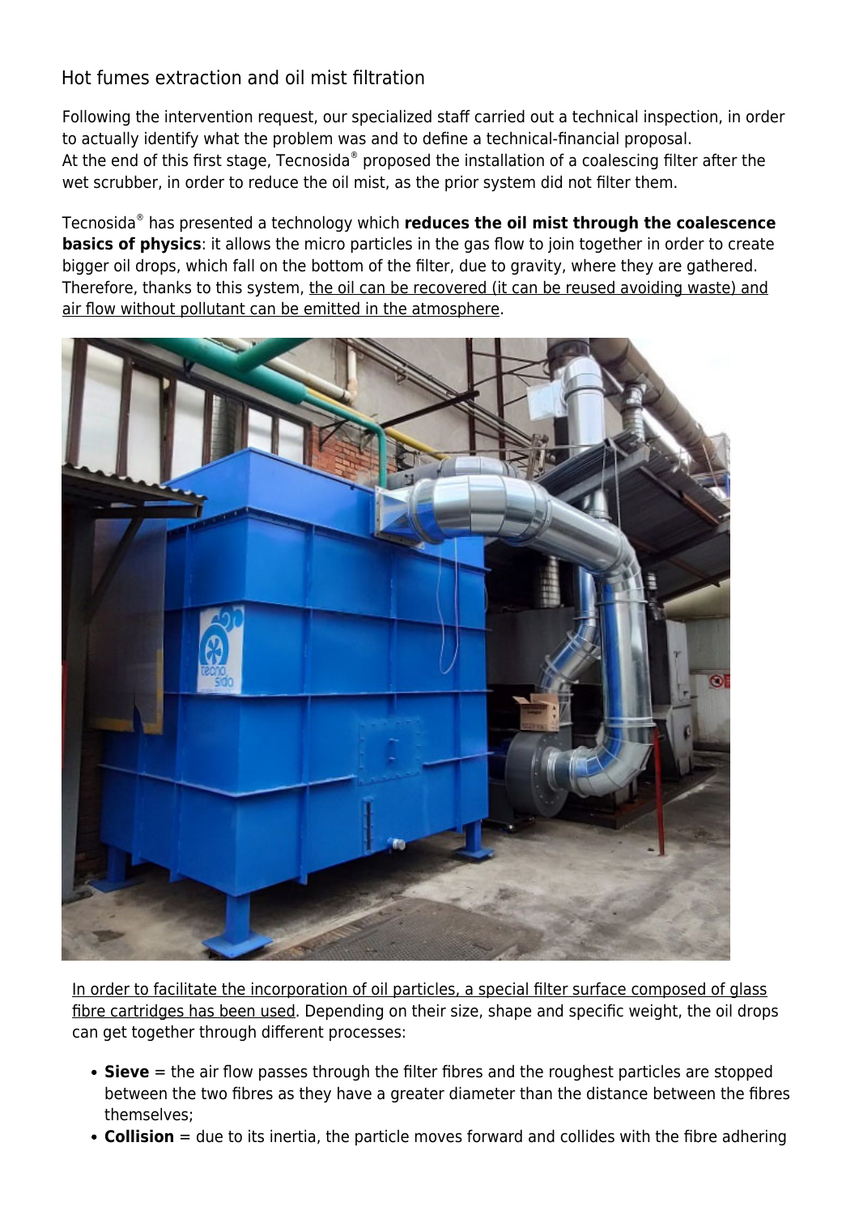## Hot fumes extraction and oil mist filtration

Following the intervention request, our specialized staff carried out a technical inspection, in order to actually identify what the problem was and to define a technical-financial proposal.
At the end of this first stage, Tecnosida® proposed the installation of a coalescing filter after the wet scrubber, in order to reduce the oil mist, as the prior system did not filter them.

Tecnosida® has presented a technology which **reduces the oil mist through the coalescence basics of physics**: it allows the micro particles in the gas flow to join together in order to create bigger oil drops, which fall on the bottom of the filter, due to gravity, where they are gathered. Therefore, thanks to this system, the oil can be recovered (it can be reused avoiding waste) and air flow without pollutant can be emitted in the atmosphere.

In order to facilitate the incorporation of oil particles, a special filter surface composed of glass fibre cartridges has been used. Depending on their size, shape and specific weight, the oil drops can get together through different processes:

- **Sieve** = the air flow passes through the filter fibres and the roughest particles are stopped between the two fibres as they have a greater diameter than the distance between the fibres themselves;
- **Collision** = due to its inertia, the particle moves forward and collides with the fibre adhering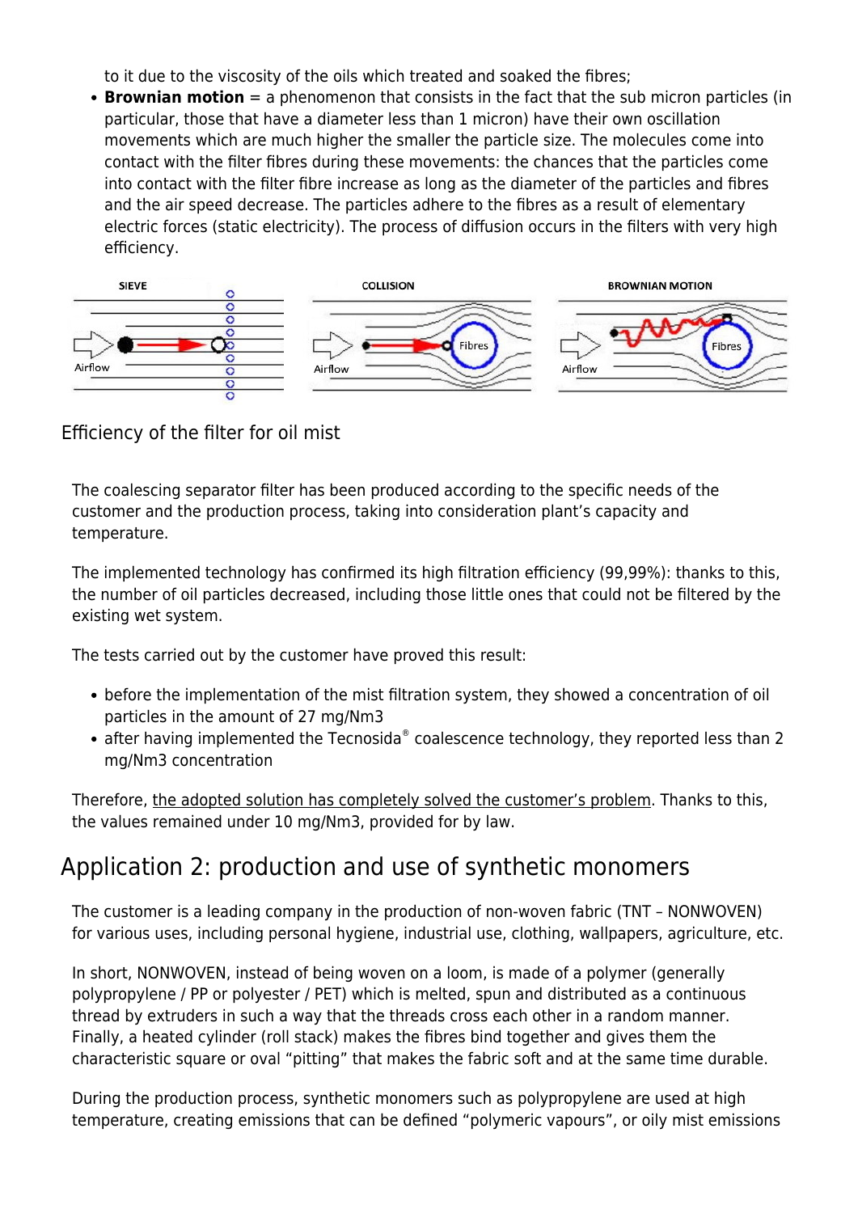to it due to the viscosity of the oils which treated and soaked the fibres;

- **Brownian motion** = a phenomenon that consists in the fact that the sub micron particles (in particular, those that have a diameter less than 1 micron) have their own oscillation movements which are much higher the smaller the particle size. The molecules come into contact with the filter fibres during these movements: the chances that the particles come into contact with the filter fibre increase as long as the diameter of the particles and fibres and the air speed decrease. The particles adhere to the fibres as a result of elementary electric forces (static electricity). The process of diffusion occurs in the filters with very high efficiency.

SIEVE | COLLISION | BROWNIAN MOTION

Efficiency of the filter for oil mist

The coalescing separator filter has been produced according to the specific needs of the customer and the production process, taking into consideration plant's capacity and temperature.

The implemented technology has confirmed its high filtration efficiency (99,99%): thanks to this, the number of oil particles decreased, including those little ones that could not be filtered by the existing wet system.

The tests carried out by the customer have proved this result:

- before the implementation of the mist filtration system, they showed a concentration of oil particles in the amount of 27 mg/Nm3
- after having implemented the Tecnosida® coalescence technology, they reported less than 2 mg/Nm3 concentration

Therefore, the adopted solution has completely solved the customer's problem. Thanks to this, the values remained under 10 mg/Nm3, provided for by law.

## Application 2: production and use of synthetic monomers

The customer is a leading company in the production of non-woven fabric (TNT – NONWOVEN) for various uses, including personal hygiene, industrial use, clothing, wallpapers, agriculture, etc.

In short, NONWOVEN, instead of being woven on a loom, is made of a polymer (generally polypropylene / PP or polyester / PET) which is melted, spun and distributed as a continuous thread by extruders in such a way that the threads cross each other in a random manner. Finally, a heated cylinder (roll stack) makes the fibres bind together and gives them the characteristic square or oval "pitting" that makes the fabric soft and at the same time durable.

During the production process, synthetic monomers such as polypropylene are used at high temperature, creating emissions that can be defined "polymeric vapours", or oily mist emissions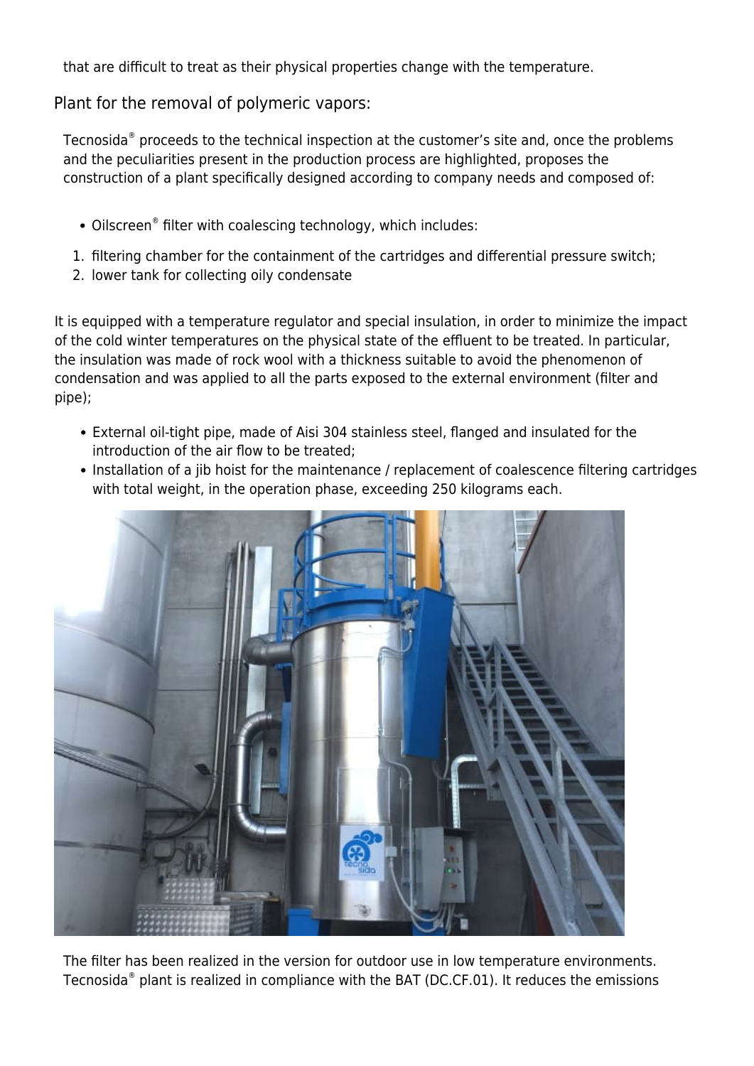that are difficult to treat as their physical properties change with the temperature.

## Plant for the removal of polymeric vapors:

Tecnosida® proceeds to the technical inspection at the customer's site and, once the problems and the peculiarities present in the production process are highlighted, proposes the construction of a plant specifically designed according to company needs and composed of:

- Oilscreen® filter with coalescing technology, which includes:

1. filtering chamber for the containment of the cartridges and differential pressure switch;
2. lower tank for collecting oily condensate

It is equipped with a temperature regulator and special insulation, in order to minimize the impact of the cold winter temperatures on the physical state of the effluent to be treated. In particular, the insulation was made of rock wool with a thickness suitable to avoid the phenomenon of condensation and was applied to all the parts exposed to the external environment (filter and pipe);

- External oil-tight pipe, made of Aisi 304 stainless steel, flanged and insulated for the introduction of the air flow to be treated;
- Installation of a jib hoist for the maintenance / replacement of coalescence filtering cartridges with total weight, in the operation phase, exceeding 250 kilograms each.

The filter has been realized in the version for outdoor use in low temperature environments. Tecnosida® plant is realized in compliance with the BAT (DC.CF.01). It reduces the emissions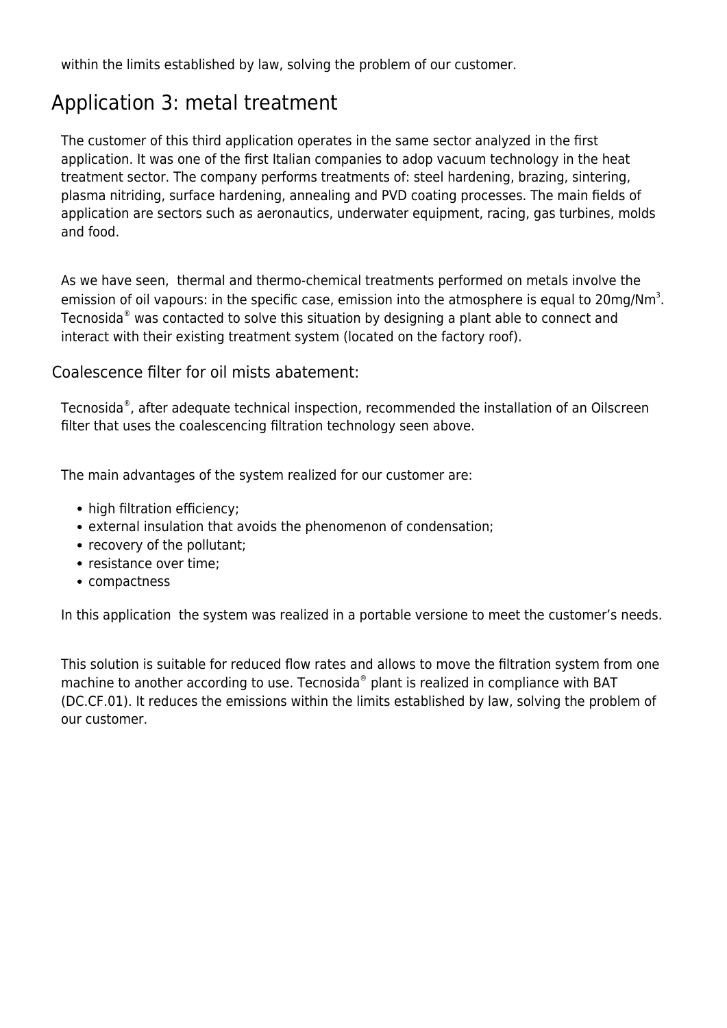within the limits established by law, solving the problem of our customer.

## Application 3: metal treatment

The customer of this third application operates in the same sector analyzed in the first application. It was one of the first Italian companies to adop vacuum technology in the heat treatment sector. The company performs treatments of: steel hardening, brazing, sintering, plasma nitriding, surface hardening, annealing and PVD coating processes. The main fields of application are sectors such as aeronautics, underwater equipment, racing, gas turbines, molds and food.

As we have seen, thermal and thermo-chemical treatments performed on metals involve the emission of oil vapours: in the specific case, emission into the atmosphere is equal to 20mg/Nm$^3$. Tecnosida® was contacted to solve this situation by designing a plant able to connect and interact with their existing treatment system (located on the factory roof).

### Coalescence filter for oil mists abatement:

Tecnosida®, after adequate technical inspection, recommended the installation of an Oilscreen filter that uses the coalescencing filtration technology seen above.

The main advantages of the system realized for our customer are:

- high filtration efficiency;
- external insulation that avoids the phenomenon of condensation;
- recovery of the pollutant;
- resistance over time;
- compactness

In this application the system was realized in a portable versione to meet the customer's needs.

This solution is suitable for reduced flow rates and allows to move the filtration system from one machine to another according to use. Tecnosida® plant is realized in compliance with BAT (DC.CF.01). It reduces the emissions within the limits established by law, solving the problem of our customer.